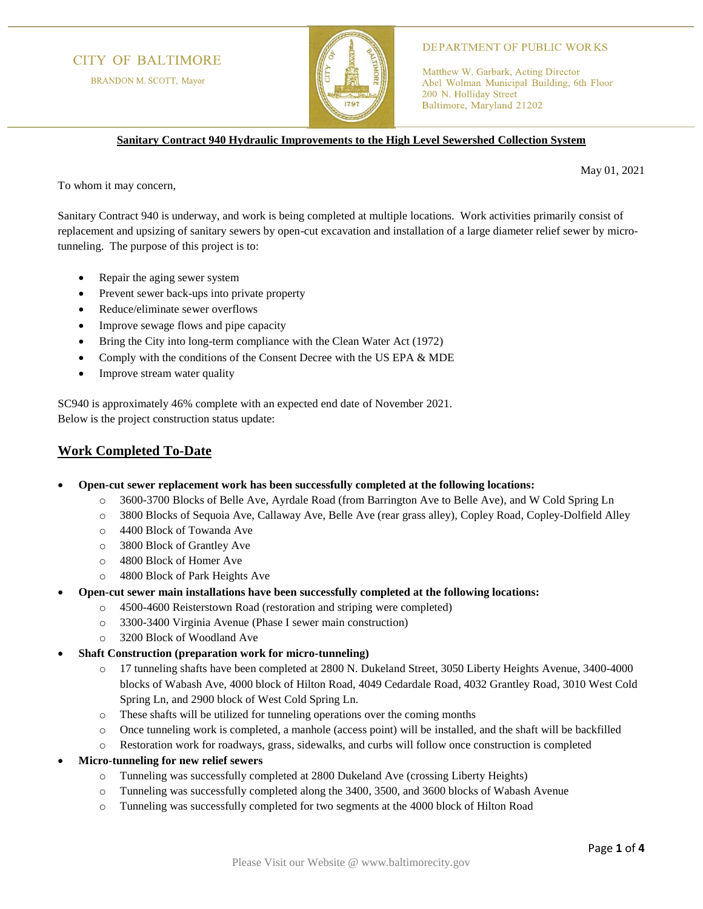CITY OF BALTIMORE

BRANDON M. SCOTT, Mayor

DEPARTMENT OF PUBLIC WORKS

Matthew W. Garbark, Acting Director
Abel Wolman Municipal Building, 6th Floor
200 N. Holliday Street
Baltimore, Maryland 21202

**Sanitary Contract 940 Hydraulic Improvements to the High Level Sewershed Collection System**

May 01, 2021

To whom it may concern,

Sanitary Contract 940 is underway, and work is being completed at multiple locations. Work activities primarily consist of replacement and upsizing of sanitary sewers by open-cut excavation and installation of a large diameter relief sewer by micro-tunneling. The purpose of this project is to:

- Repair the aging sewer system
- Prevent sewer back-ups into private property
- Reduce/eliminate sewer overflows
- Improve sewage flows and pipe capacity
- Bring the City into long-term compliance with the Clean Water Act (1972)
- Comply with the conditions of the Consent Decree with the US EPA & MDE
- Improve stream water quality

SC940 is approximately 46% complete with an expected end date of November 2021.
Below is the project construction status update:

## Work Completed To-Date

- **Open-cut sewer replacement work has been successfully completed at the following locations:**
  - 3600-3700 Blocks of Belle Ave, Ayrdale Road (from Barrington Ave to Belle Ave), and W Cold Spring Ln
  - 3800 Blocks of Sequoia Ave, Callaway Ave, Belle Ave (rear grass alley), Copley Road, Copley-Dolfield Alley
  - 4400 Block of Towanda Ave
  - 3800 Block of Grantley Ave
  - 4800 Block of Homer Ave
  - 4800 Block of Park Heights Ave
- **Open-cut sewer main installations have been successfully completed at the following locations:**
  - 4500-4600 Reisterstown Road (restoration and striping were completed)
  - 3300-3400 Virginia Avenue (Phase I sewer main construction)
  - 3200 Block of Woodland Ave
- **Shaft Construction (preparation work for micro-tunneling)**
  - 17 tunneling shafts have been completed at 2800 N. Dukeland Street, 3050 Liberty Heights Avenue, 3400-4000 blocks of Wabash Ave, 4000 block of Hilton Road, 4049 Cedardale Road, 4032 Grantley Road, 3010 West Cold Spring Ln, and 2900 block of West Cold Spring Ln.
  - These shafts will be utilized for tunneling operations over the coming months
  - Once tunneling work is completed, a manhole (access point) will be installed, and the shaft will be backfilled
  - Restoration work for roadways, grass, sidewalks, and curbs will follow once construction is completed
- **Micro-tunneling for new relief sewers**
  - Tunneling was successfully completed at 2800 Dukeland Ave (crossing Liberty Heights)
  - Tunneling was successfully completed along the 3400, 3500, and 3600 blocks of Wabash Avenue
  - Tunneling was successfully completed for two segments at the 4000 block of Hilton Road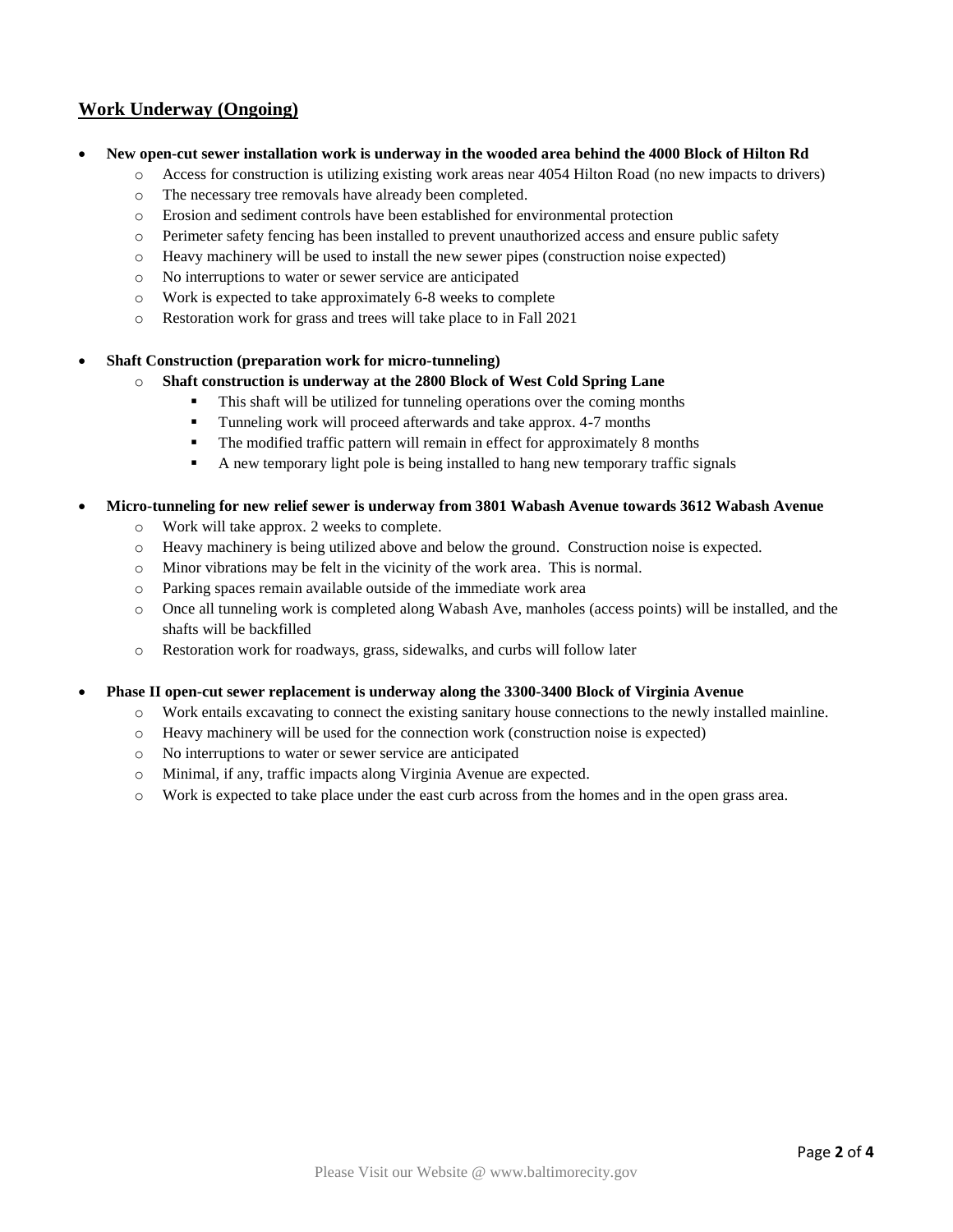## Work Underway (Ongoing)

- **New open-cut sewer installation work is underway in the wooded area behind the 4000 Block of Hilton Rd**
  - Access for construction is utilizing existing work areas near 4054 Hilton Road (no new impacts to drivers)
  - The necessary tree removals have already been completed.
  - Erosion and sediment controls have been established for environmental protection
  - Perimeter safety fencing has been installed to prevent unauthorized access and ensure public safety
  - Heavy machinery will be used to install the new sewer pipes (construction noise expected)
  - No interruptions to water or sewer service are anticipated
  - Work is expected to take approximately 6-8 weeks to complete
  - Restoration work for grass and trees will take place to in Fall 2021

- **Shaft Construction (preparation work for micro-tunneling)**
  - **Shaft construction is underway at the 2800 Block of West Cold Spring Lane**
    - This shaft will be utilized for tunneling operations over the coming months
    - Tunneling work will proceed afterwards and take approx. 4-7 months
    - The modified traffic pattern will remain in effect for approximately 8 months
    - A new temporary light pole is being installed to hang new temporary traffic signals

- **Micro-tunneling for new relief sewer is underway from 3801 Wabash Avenue towards 3612 Wabash Avenue**
  - Work will take approx. 2 weeks to complete.
  - Heavy machinery is being utilized above and below the ground. Construction noise is expected.
  - Minor vibrations may be felt in the vicinity of the work area. This is normal.
  - Parking spaces remain available outside of the immediate work area
  - Once all tunneling work is completed along Wabash Ave, manholes (access points) will be installed, and the shafts will be backfilled
  - Restoration work for roadways, grass, sidewalks, and curbs will follow later

- **Phase II open-cut sewer replacement is underway along the 3300-3400 Block of Virginia Avenue**
  - Work entails excavating to connect the existing sanitary house connections to the newly installed mainline.
  - Heavy machinery will be used for the connection work (construction noise is expected)
  - No interruptions to water or sewer service are anticipated
  - Minimal, if any, traffic impacts along Virginia Avenue are expected.
  - Work is expected to take place under the east curb across from the homes and in the open grass area.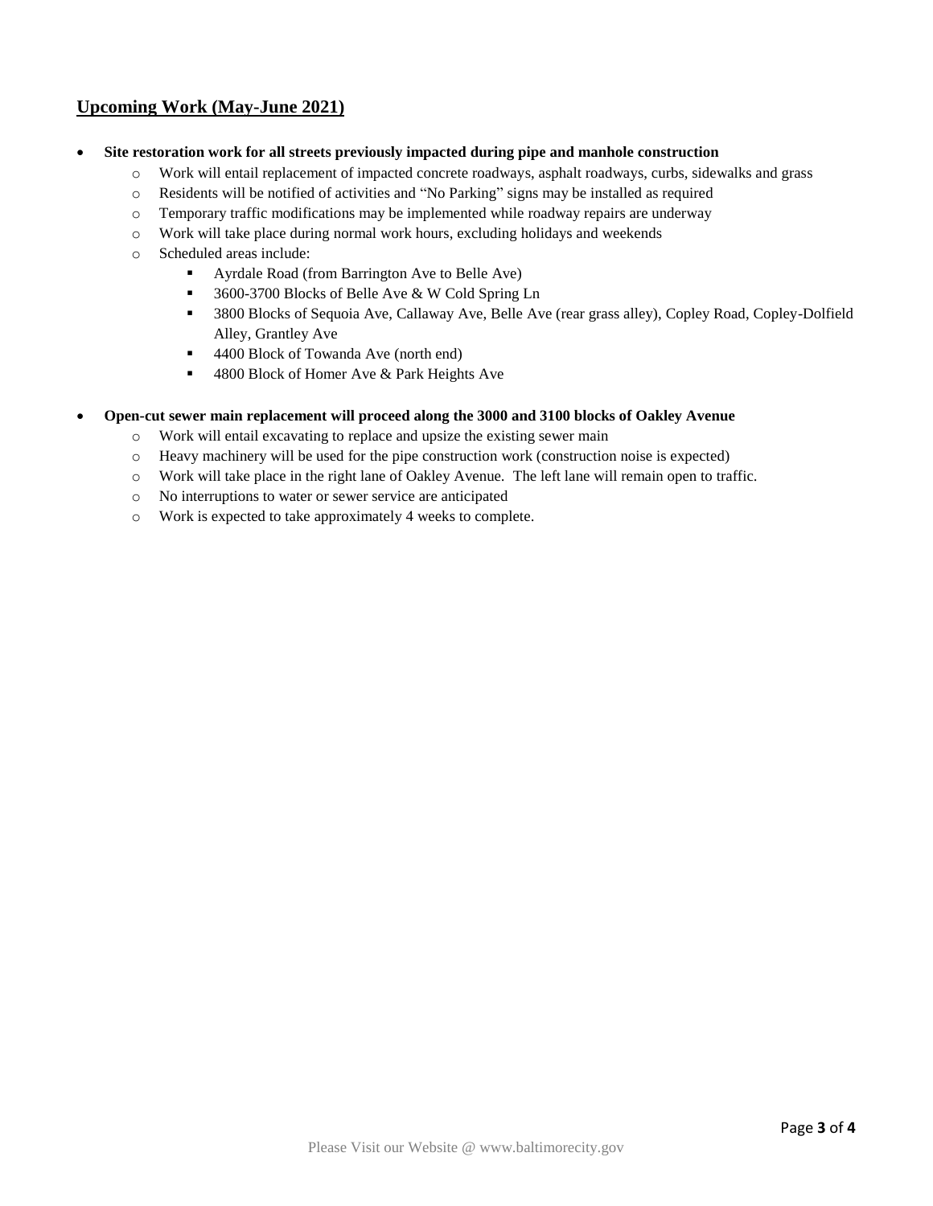## Upcoming Work (May-June 2021)

- **Site restoration work for all streets previously impacted during pipe and manhole construction**
  - Work will entail replacement of impacted concrete roadways, asphalt roadways, curbs, sidewalks and grass
  - Residents will be notified of activities and "No Parking" signs may be installed as required
  - Temporary traffic modifications may be implemented while roadway repairs are underway
  - Work will take place during normal work hours, excluding holidays and weekends
  - Scheduled areas include:
    - Ayrdale Road (from Barrington Ave to Belle Ave)
    - 3600-3700 Blocks of Belle Ave & W Cold Spring Ln
    - 3800 Blocks of Sequoia Ave, Callaway Ave, Belle Ave (rear grass alley), Copley Road, Copley-Dolfield Alley, Grantley Ave
    - 4400 Block of Towanda Ave (north end)
    - 4800 Block of Homer Ave & Park Heights Ave

- **Open-cut sewer main replacement will proceed along the 3000 and 3100 blocks of Oakley Avenue**
  - Work will entail excavating to replace and upsize the existing sewer main
  - Heavy machinery will be used for the pipe construction work (construction noise is expected)
  - Work will take place in the right lane of Oakley Avenue. The left lane will remain open to traffic.
  - No interruptions to water or sewer service are anticipated
  - Work is expected to take approximately 4 weeks to complete.

Please Visit our Website @ www.baltimorecity.gov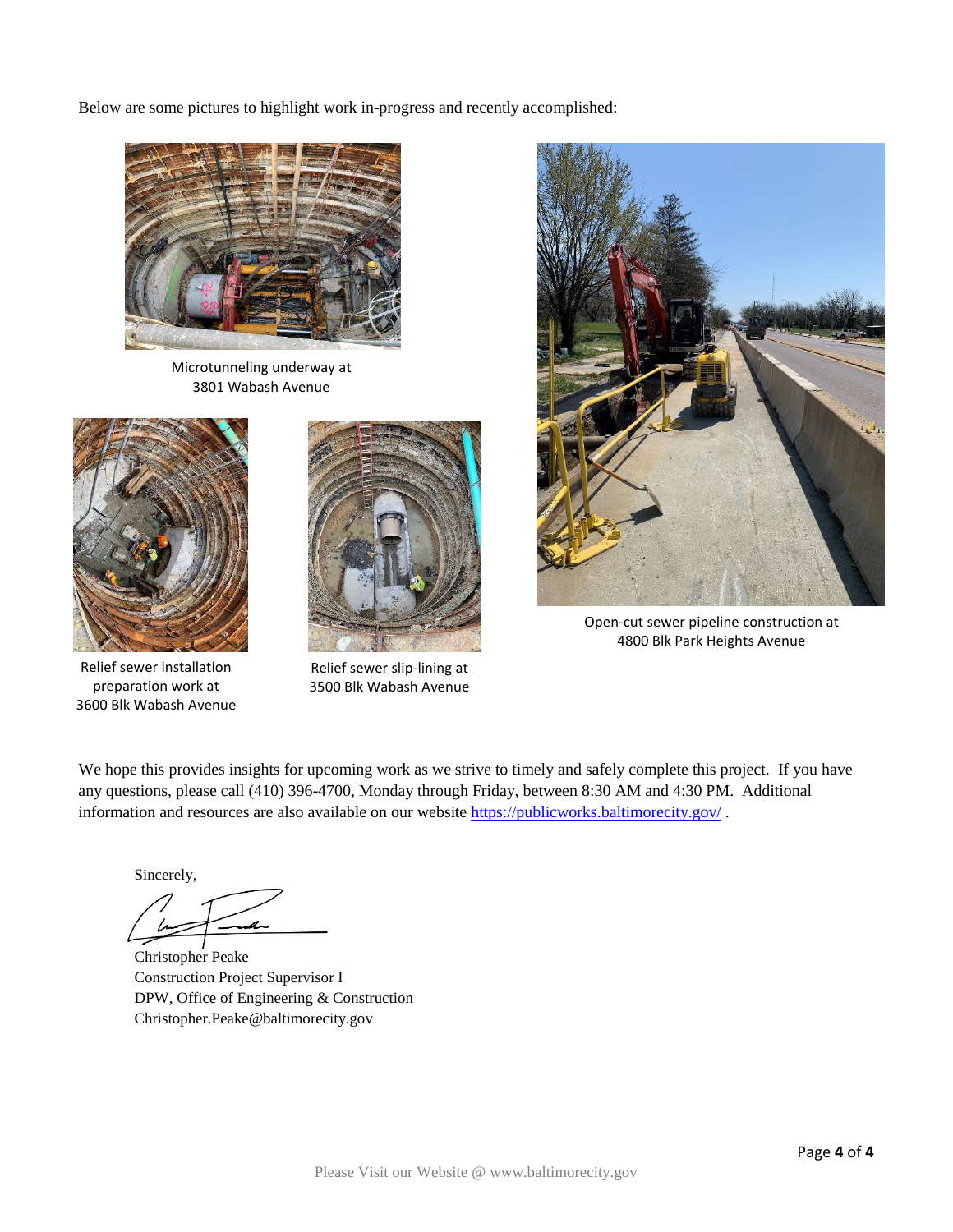Below are some pictures to highlight work in-progress and recently accomplished:

Microtunneling underway at 3801 Wabash Avenue

Relief sewer installation preparation work at 3600 Blk Wabash Avenue

Relief sewer slip-lining at 3500 Blk Wabash Avenue

Open-cut sewer pipeline construction at 4800 Blk Park Heights Avenue

We hope this provides insights for upcoming work as we strive to timely and safely complete this project. If you have any questions, please call (410) 396-4700, Monday through Friday, between 8:30 AM and 4:30 PM. Additional information and resources are also available on our website https://publicworks.baltimorecity.gov/ .

Sincerely,

Christopher Peake
Construction Project Supervisor I
DPW, Office of Engineering & Construction
Christopher.Peake@baltimorecity.gov